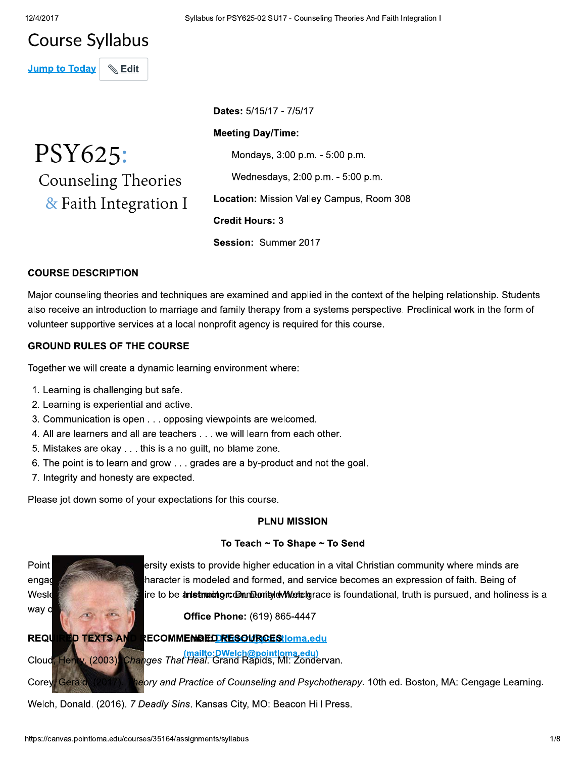# Course Syllabus

Jump to Today | Edit

**PSY625: Counseling Theories & Faith Integration I**

**Dates:** 5/15/17 - 7/5/17

**Meeting Day/Time:**

Mondays, 3:00 p.m. - 5:00 p.m.

Wednesdays, 2:00 p.m. - 5:00 p.m.

**Location:** Mission Valley Campus, Room 308

**Credit Hours:** 3

**Session:** Summer 2017

## COURSE DESCRIPTION

Major counseling theories and techniques are examined and applied in the context of the helping relationship. Students also receive an introduction to marriage and family therapy from a systems perspective. Preclinical work in the form of volunteer supportive services at a local nonprofit agency is required for this course.

## GROUND RULES OF THE COURSE

Together we will create a dynamic learning environment where:

1. Learning is challenging but safe.
2. Learning is experiential and active.
3. Communication is open . . . opposing viewpoints are welcomed.
4. All are learners and all are teachers . . . we will learn from each other.
5. Mistakes are okay . . . this is a no-guilt, no-blame zone.
6. The point is to learn and grow . . . grades are a by-product and not the goal.
7. Integrity and honesty are expected.

Please jot down some of your expectations for this course.

## PLNU MISSION

**To Teach ~ To Shape ~ To Send**

Point Loma Nazarene University exists to provide higher education in a vital Christian community where minds are engaged and challenged, character is modeled and formed, and service becomes an expression of faith. Being of Wesleyan heritage, we aspire to be a learning community where grace is foundational, truth is pursued, and holiness is a way of life.

**Instructor:** Dr. Donald Welch

**Office Phone:** (619) 865-4447

**Email:** DWelch@pointloma.edu (mailto:DWelch@pointloma.edu)

## REQUIRED TEXTS AND RECOMMENDED RESOURCES

Cloud, Henry. (2003). *Changes That Heal*. Grand Rapids, MI: Zondervan.

Corey, Gerald. (2017). *Theory and Practice of Counseling and Psychotherapy*. 10th ed. Boston, MA: Cengage Learning.

Welch, Donald. (2016). *7 Deadly Sins*. Kansas City, MO: Beacon Hill Press.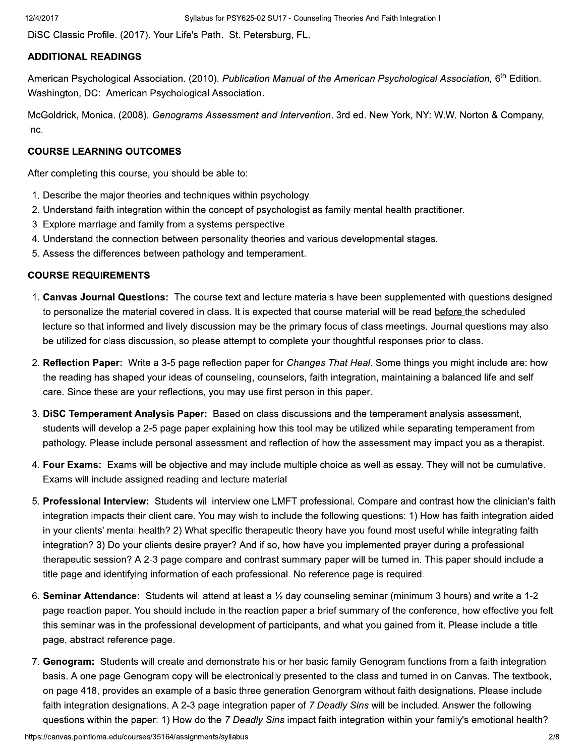DiSC Classic Profile. (2017). Your Life's Path. St. Petersburg, FL.

### ADDITIONAL READINGS

American Psychological Association. (2010). *Publication Manual of the American Psychological Association,* 6th Edition. Washington, DC: American Psychological Association.

McGoldrick, Monica. (2008). *Genograms Assessment and Intervention*. 3rd ed. New York, NY: W.W. Norton & Company, Inc.

### COURSE LEARNING OUTCOMES

After completing this course, you should be able to:

1. Describe the major theories and techniques within psychology.
2. Understand faith integration within the concept of psychologist as family mental health practitioner.
3. Explore marriage and family from a systems perspective.
4. Understand the connection between personality theories and various developmental stages.
5. Assess the differences between pathology and temperament.

### COURSE REQUIREMENTS

1. **Canvas Journal Questions:** The course text and lecture materials have been supplemented with questions designed to personalize the material covered in class. It is expected that course material will be read before the scheduled lecture so that informed and lively discussion may be the primary focus of class meetings. Journal questions may also be utilized for class discussion, so please attempt to complete your thoughtful responses prior to class.
2. **Reflection Paper:** Write a 3-5 page reflection paper for *Changes That Heal*. Some things you might include are: how the reading has shaped your ideas of counseling, counselors, faith integration, maintaining a balanced life and self care. Since these are your reflections, you may use first person in this paper.
3. **DiSC Temperament Analysis Paper:** Based on class discussions and the temperament analysis assessment, students will develop a 2-5 page paper explaining how this tool may be utilized while separating temperament from pathology. Please include personal assessment and reflection of how the assessment may impact you as a therapist.
4. **Four Exams:** Exams will be objective and may include multiple choice as well as essay. They will not be cumulative. Exams will include assigned reading and lecture material.
5. **Professional Interview:** Students will interview one LMFT professional. Compare and contrast how the clinician's faith integration impacts their client care. You may wish to include the following questions: 1) How has faith integration aided in your clients' mental health? 2) What specific therapeutic theory have you found most useful while integrating faith integration? 3) Do your clients desire prayer? And if so, how have you implemented prayer during a professional therapeutic session? A 2-3 page compare and contrast summary paper will be turned in. This paper should include a title page and identifying information of each professional. No reference page is required.
6. **Seminar Attendance:** Students will attend at least a ½ day counseling seminar (minimum 3 hours) and write a 1-2 page reaction paper. You should include in the reaction paper a brief summary of the conference, how effective you felt this seminar was in the professional development of participants, and what you gained from it. Please include a title page, abstract reference page.
7. **Genogram:** Students will create and demonstrate his or her basic family Genogram functions from a faith integration basis. A one page Genogram copy will be electronically presented to the class and turned in on Canvas. The textbook, on page 418, provides an example of a basic three generation Genorgram without faith designations. Please include faith integration designations. A 2-3 page integration paper of *7 Deadly Sins* will be included. Answer the following questions within the paper: 1) How do the *7 Deadly Sins* impact faith integration within your family's emotional health?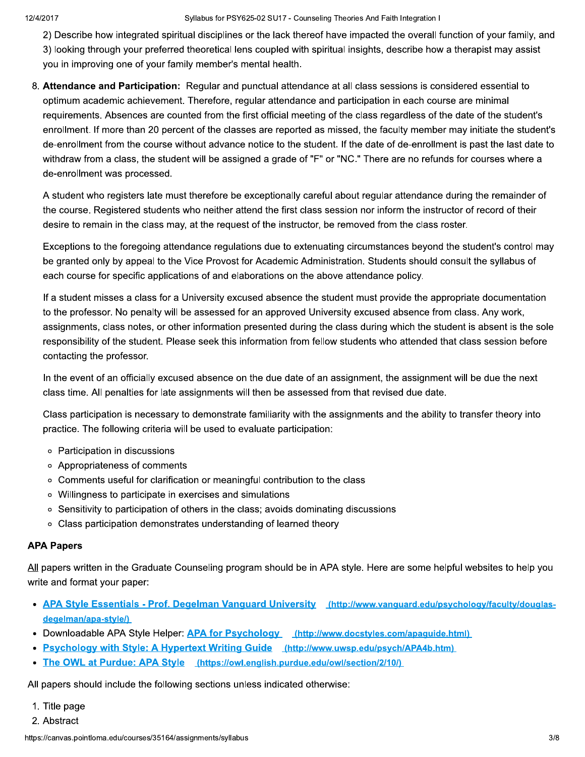2) Describe how integrated spiritual disciplines or the lack thereof have impacted the overall function of your family, and 3) looking through your preferred theoretical lens coupled with spiritual insights, describe how a therapist may assist you in improving one of your family member's mental health.

8. **Attendance and Participation:** Regular and punctual attendance at all class sessions is considered essential to optimum academic achievement. Therefore, regular attendance and participation in each course are minimal requirements. Absences are counted from the first official meeting of the class regardless of the date of the student's enrollment. If more than 20 percent of the classes are reported as missed, the faculty member may initiate the student's de-enrollment from the course without advance notice to the student. If the date of de-enrollment is past the last date to withdraw from a class, the student will be assigned a grade of "F" or "NC." There are no refunds for courses where a de-enrollment was processed.

   A student who registers late must therefore be exceptionally careful about regular attendance during the remainder of the course. Registered students who neither attend the first class session nor inform the instructor of record of their desire to remain in the class may, at the request of the instructor, be removed from the class roster.

   Exceptions to the foregoing attendance regulations due to extenuating circumstances beyond the student's control may be granted only by appeal to the Vice Provost for Academic Administration. Students should consult the syllabus of each course for specific applications of and elaborations on the above attendance policy.

   If a student misses a class for a University excused absence the student must provide the appropriate documentation to the professor. No penalty will be assessed for an approved University excused absence from class. Any work, assignments, class notes, or other information presented during the class during which the student is absent is the sole responsibility of the student. Please seek this information from fellow students who attended that class session before contacting the professor.

   In the event of an officially excused absence on the due date of an assignment, the assignment will be due the next class time. All penalties for late assignments will then be assessed from that revised due date.

   Class participation is necessary to demonstrate familiarity with the assignments and the ability to transfer theory into practice. The following criteria will be used to evaluate participation:

   - Participation in discussions
   - Appropriateness of comments
   - Comments useful for clarification or meaningful contribution to the class
   - Willingness to participate in exercises and simulations
   - Sensitivity to participation of others in the class; avoids dominating discussions
   - Class participation demonstrates understanding of learned theory

**APA Papers**

All papers written in the Graduate Counseling program should be in APA style. Here are some helpful websites to help you write and format your paper:

- [APA Style Essentials - Prof. Degelman Vanguard University](http://www.vanguard.edu/psychology/faculty/douglas-degelman/apa-style/) (http://www.vanguard.edu/psychology/faculty/douglas-degelman/apa-style/)
- Downloadable APA Style Helper: [APA for Psychology](http://www.docstyles.com/apaguide.html) (http://www.docstyles.com/apaguide.html)
- [Psychology with Style: A Hypertext Writing Guide](http://www.uwsp.edu/psych/APA4b.htm) (http://www.uwsp.edu/psych/APA4b.htm)
- [The OWL at Purdue: APA Style](https://owl.english.purdue.edu/owl/section/2/10/) (https://owl.english.purdue.edu/owl/section/2/10/)

All papers should include the following sections unless indicated otherwise:

1. Title page
2. Abstract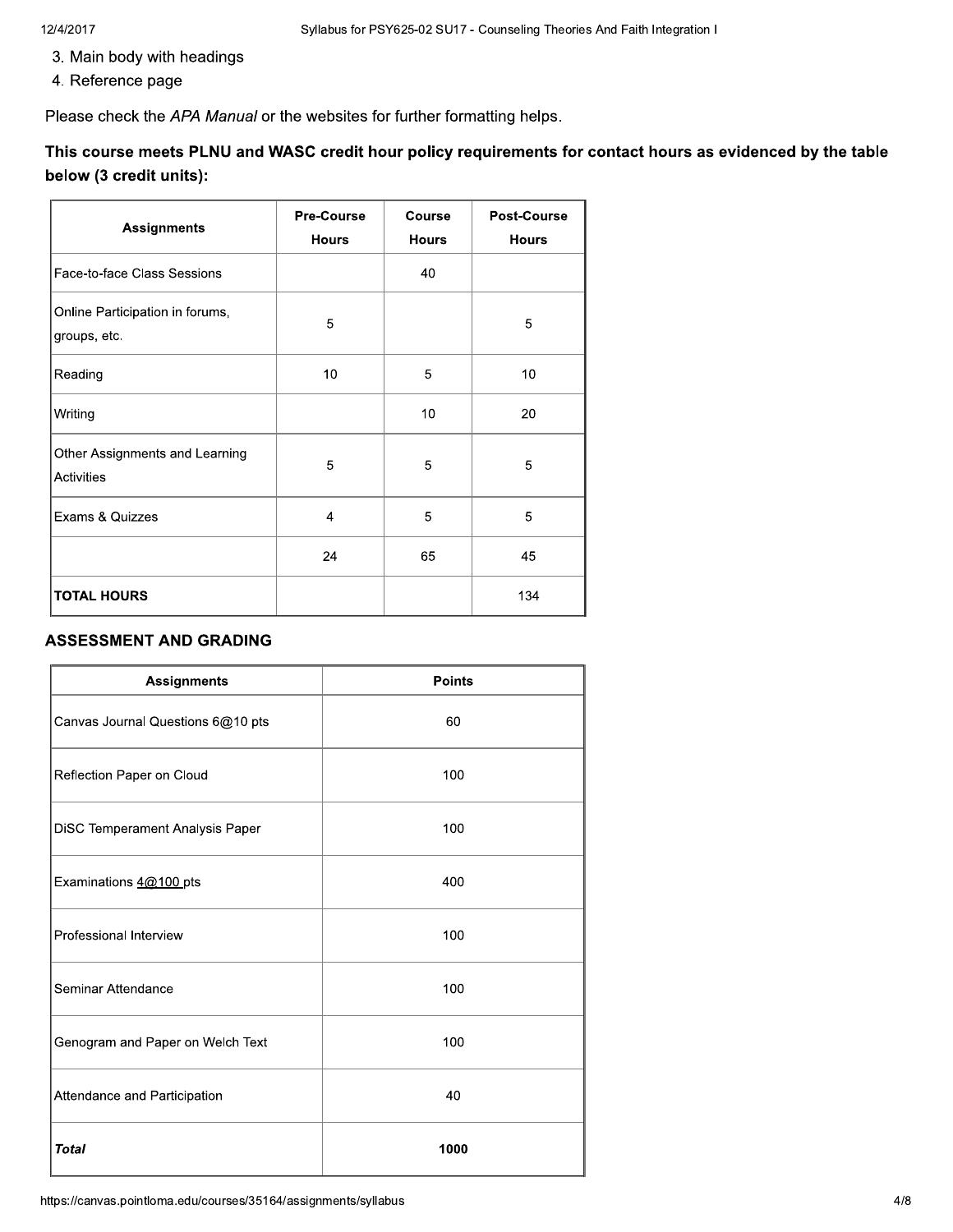3. Main body with headings
4. Reference page

Please check the *APA Manual* or the websites for further formatting helps.

**This course meets PLNU and WASC credit hour policy requirements for contact hours as evidenced by the table below (3 credit units):**

| Assignments | Pre-Course Hours | Course Hours | Post-Course Hours |
|---|---|---|---|
| Face-to-face Class Sessions | | 40 | |
| Online Participation in forums, groups, etc. | 5 | | 5 |
| Reading | 10 | 5 | 10 |
| Writing | | 10 | 20 |
| Other Assignments and Learning Activities | 5 | 5 | 5 |
| Exams & Quizzes | 4 | 5 | 5 |
| | 24 | 65 | 45 |
| **TOTAL HOURS** | | | 134 |

### ASSESSMENT AND GRADING

| Assignments | Points |
|---|---|
| Canvas Journal Questions 6@10 pts | 60 |
| Reflection Paper on Cloud | 100 |
| DiSC Temperament Analysis Paper | 100 |
| Examinations 4@100 pts | 400 |
| Professional Interview | 100 |
| Seminar Attendance | 100 |
| Genogram and Paper on Welch Text | 100 |
| Attendance and Participation | 40 |
| ***Total*** | **1000** |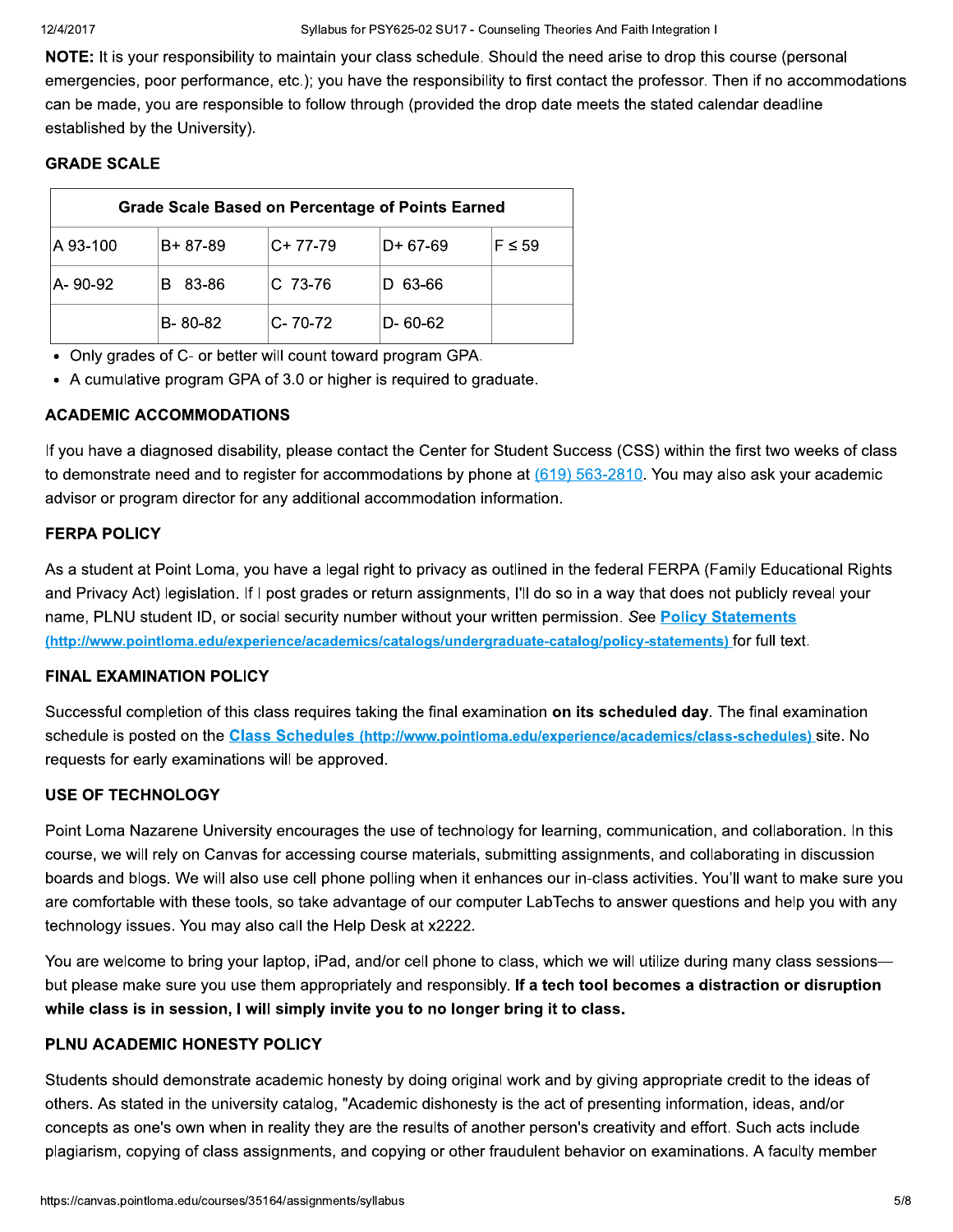**NOTE:** It is your responsibility to maintain your class schedule. Should the need arise to drop this course (personal emergencies, poor performance, etc.); you have the responsibility to first contact the professor. Then if no accommodations can be made, you are responsible to follow through (provided the drop date meets the stated calendar deadline established by the University).

### GRADE SCALE

| Grade Scale Based on Percentage of Points Earned | | | | |
|---|---|---|---|---|
| A 93-100 | B+ 87-89 | C+ 77-79 | D+ 67-69 | F ≤ 59 |
| A- 90-92 | B 83-86 | C 73-76 | D 63-66 | |
| | B- 80-82 | C- 70-72 | D- 60-62 | |

- Only grades of C- or better will count toward program GPA.
- A cumulative program GPA of 3.0 or higher is required to graduate.

### ACADEMIC ACCOMMODATIONS

If you have a diagnosed disability, please contact the Center for Student Success (CSS) within the first two weeks of class to demonstrate need and to register for accommodations by phone at (619) 563-2810. You may also ask your academic advisor or program director for any additional accommodation information.

### FERPA POLICY

As a student at Point Loma, you have a legal right to privacy as outlined in the federal FERPA (Family Educational Rights and Privacy Act) legislation. If I post grades or return assignments, I'll do so in a way that does not publicly reveal your name, PLNU student ID, or social security number without your written permission. *See* **Policy Statements** (http://www.pointloma.edu/experience/academics/catalogs/undergraduate-catalog/policy-statements) for full text.

### FINAL EXAMINATION POLICY

Successful completion of this class requires taking the final examination **on its scheduled day**. The final examination schedule is posted on the **Class Schedules** (http://www.pointloma.edu/experience/academics/class-schedules) site. No requests for early examinations will be approved.

### USE OF TECHNOLOGY

Point Loma Nazarene University encourages the use of technology for learning, communication, and collaboration. In this course, we will rely on Canvas for accessing course materials, submitting assignments, and collaborating in discussion boards and blogs. We will also use cell phone polling when it enhances our in-class activities. You'll want to make sure you are comfortable with these tools, so take advantage of our computer LabTechs to answer questions and help you with any technology issues. You may also call the Help Desk at x2222.

You are welcome to bring your laptop, iPad, and/or cell phone to class, which we will utilize during many class sessions—but please make sure you use them appropriately and responsibly. **If a tech tool becomes a distraction or disruption while class is in session, I will simply invite you to no longer bring it to class.**

### PLNU ACADEMIC HONESTY POLICY

Students should demonstrate academic honesty by doing original work and by giving appropriate credit to the ideas of others. As stated in the university catalog, "Academic dishonesty is the act of presenting information, ideas, and/or concepts as one's own when in reality they are the results of another person's creativity and effort. Such acts include plagiarism, copying of class assignments, and copying or other fraudulent behavior on examinations. A faculty member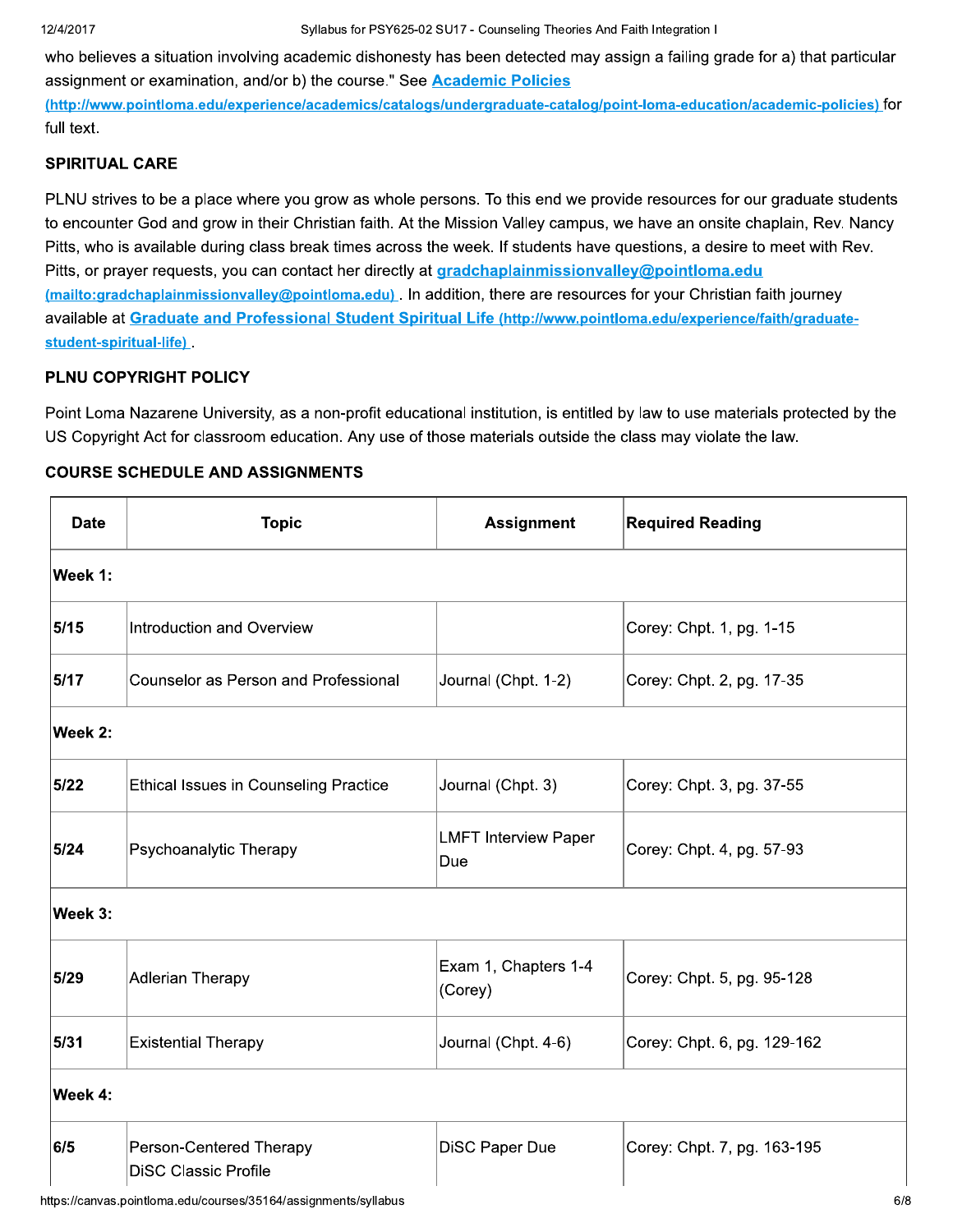who believes a situation involving academic dishonesty has been detected may assign a failing grade for a) that particular assignment or examination, and/or b) the course." See **Academic Policies** (http://www.pointloma.edu/experience/academics/catalogs/undergraduate-catalog/point-loma-education/academic-policies) for full text.

### SPIRITUAL CARE

PLNU strives to be a place where you grow as whole persons. To this end we provide resources for our graduate students to encounter God and grow in their Christian faith. At the Mission Valley campus, we have an onsite chaplain, Rev. Nancy Pitts, who is available during class break times across the week. If students have questions, a desire to meet with Rev. Pitts, or prayer requests, you can contact her directly at **gradchaplainmissionvalley@pointloma.edu** (mailto:gradchaplainmissionvalley@pointloma.edu). In addition, there are resources for your Christian faith journey available at **Graduate and Professional Student Spiritual Life** (http://www.pointloma.edu/experience/faith/graduate-student-spiritual-life).

### PLNU COPYRIGHT POLICY

Point Loma Nazarene University, as a non-profit educational institution, is entitled by law to use materials protected by the US Copyright Act for classroom education. Any use of those materials outside the class may violate the law.

### COURSE SCHEDULE AND ASSIGNMENTS

| Date | Topic | Assignment | Required Reading |
|---|---|---|---|
| **Week 1:** | | | |
| 5/15 | Introduction and Overview | | Corey: Chpt. 1, pg. 1-15 |
| 5/17 | Counselor as Person and Professional | Journal (Chpt. 1-2) | Corey: Chpt. 2, pg. 17-35 |
| **Week 2:** | | | |
| 5/22 | Ethical Issues in Counseling Practice | Journal (Chpt. 3) | Corey: Chpt. 3, pg. 37-55 |
| 5/24 | Psychoanalytic Therapy | LMFT Interview Paper Due | Corey: Chpt. 4, pg. 57-93 |
| **Week 3:** | | | |
| 5/29 | Adlerian Therapy | Exam 1, Chapters 1-4 (Corey) | Corey: Chpt. 5, pg. 95-128 |
| 5/31 | Existential Therapy | Journal (Chpt. 4-6) | Corey: Chpt. 6, pg. 129-162 |
| **Week 4:** | | | |
| 6/5 | Person-Centered Therapy<br>DiSC Classic Profile | DiSC Paper Due | Corey: Chpt. 7, pg. 163-195 |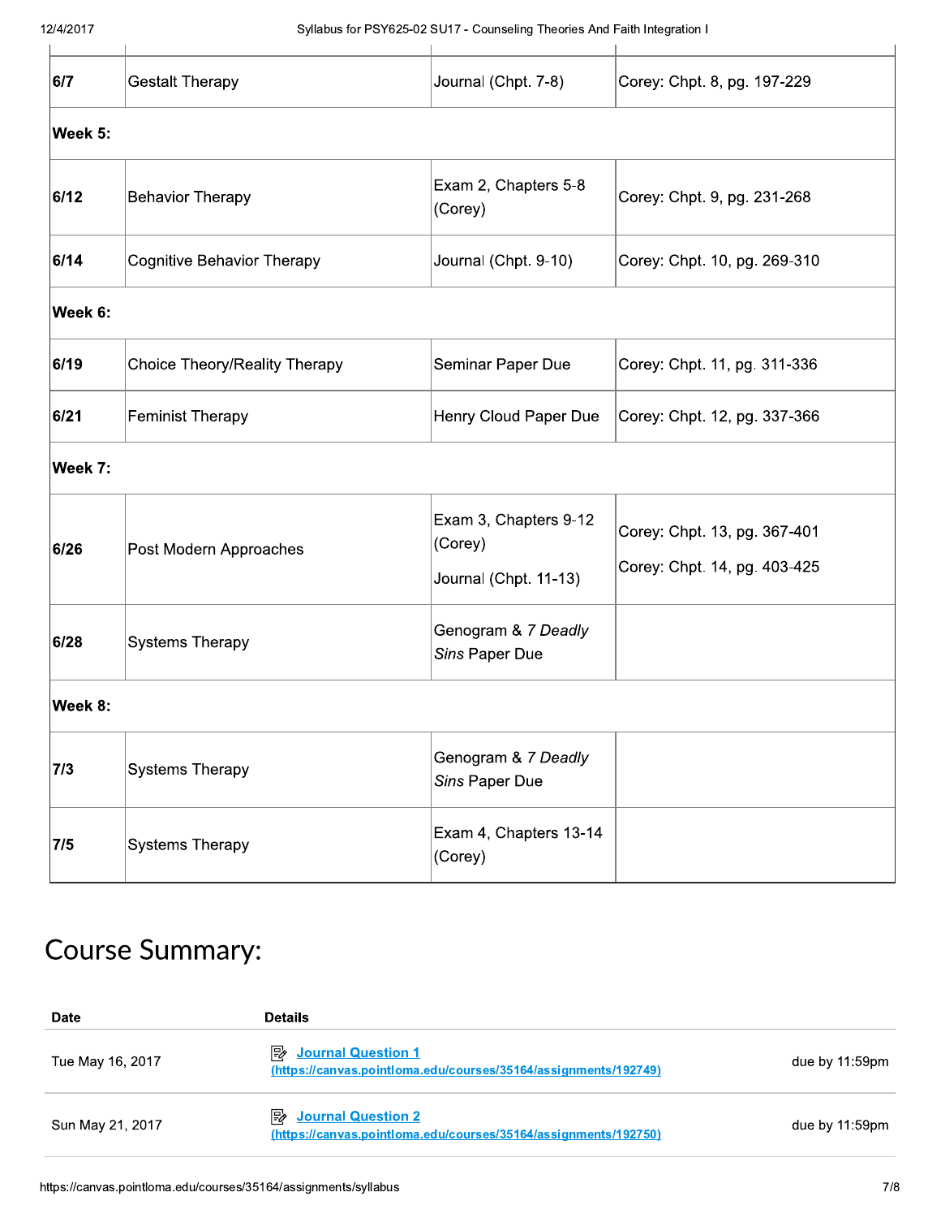| | | | |
|---|---|---|---|
| 6/7 | Gestalt Therapy | Journal (Chpt. 7-8) | Corey: Chpt. 8, pg. 197-229 |
| **Week 5:** | | | |
| 6/12 | Behavior Therapy | Exam 2, Chapters 5-8 (Corey) | Corey: Chpt. 9, pg. 231-268 |
| 6/14 | Cognitive Behavior Therapy | Journal (Chpt. 9-10) | Corey: Chpt. 10, pg. 269-310 |
| **Week 6:** | | | |
| 6/19 | Choice Theory/Reality Therapy | Seminar Paper Due | Corey: Chpt. 11, pg. 311-336 |
| 6/21 | Feminist Therapy | Henry Cloud Paper Due | Corey: Chpt. 12, pg. 337-366 |
| **Week 7:** | | | |
| 6/26 | Post Modern Approaches | Exam 3, Chapters 9-12 (Corey) Journal (Chpt. 11-13) | Corey: Chpt. 13, pg. 367-401 Corey: Chpt. 14, pg. 403-425 |
| 6/28 | Systems Therapy | Genogram & *7 Deadly Sins* Paper Due | |
| **Week 8:** | | | |
| 7/3 | Systems Therapy | Genogram & *7 Deadly Sins* Paper Due | |
| 7/5 | Systems Therapy | Exam 4, Chapters 13-14 (Corey) | |

# Course Summary:

| Date | Details | |
|---|---|---|
| Tue May 16, 2017 | Journal Question 1 (https://canvas.pointloma.edu/courses/35164/assignments/192749) | due by 11:59pm |
| Sun May 21, 2017 | Journal Question 2 (https://canvas.pointloma.edu/courses/35164/assignments/192750) | due by 11:59pm |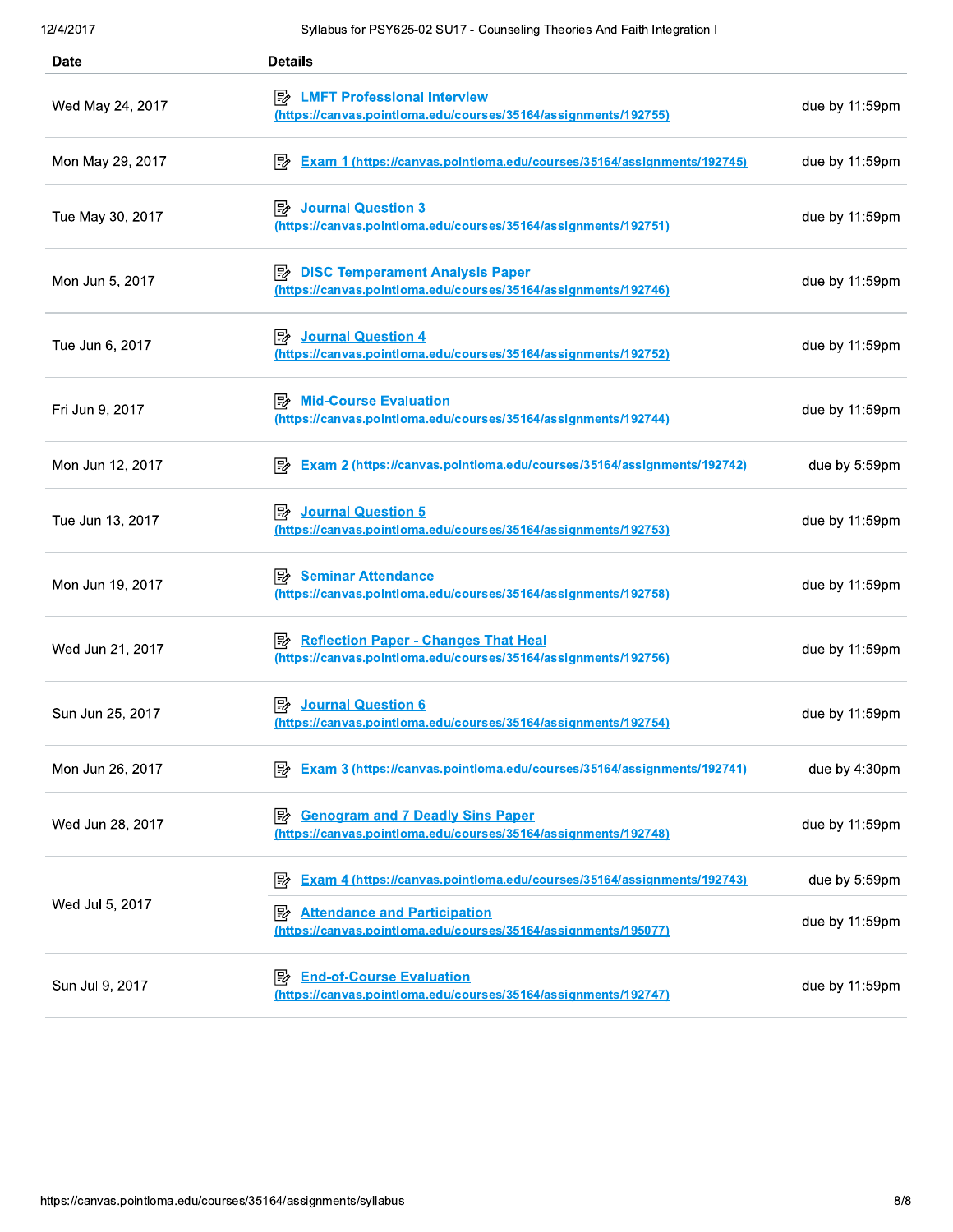| Date | Details | |
|---|---|---|
| Wed May 24, 2017 | LMFT Professional Interview (https://canvas.pointloma.edu/courses/35164/assignments/192755) | due by 11:59pm |
| Mon May 29, 2017 | Exam 1 (https://canvas.pointloma.edu/courses/35164/assignments/192745) | due by 11:59pm |
| Tue May 30, 2017 | Journal Question 3 (https://canvas.pointloma.edu/courses/35164/assignments/192751) | due by 11:59pm |
| Mon Jun 5, 2017 | DiSC Temperament Analysis Paper (https://canvas.pointloma.edu/courses/35164/assignments/192746) | due by 11:59pm |
| Tue Jun 6, 2017 | Journal Question 4 (https://canvas.pointloma.edu/courses/35164/assignments/192752) | due by 11:59pm |
| Fri Jun 9, 2017 | Mid-Course Evaluation (https://canvas.pointloma.edu/courses/35164/assignments/192744) | due by 11:59pm |
| Mon Jun 12, 2017 | Exam 2 (https://canvas.pointloma.edu/courses/35164/assignments/192742) | due by 5:59pm |
| Tue Jun 13, 2017 | Journal Question 5 (https://canvas.pointloma.edu/courses/35164/assignments/192753) | due by 11:59pm |
| Mon Jun 19, 2017 | Seminar Attendance (https://canvas.pointloma.edu/courses/35164/assignments/192758) | due by 11:59pm |
| Wed Jun 21, 2017 | Reflection Paper - Changes That Heal (https://canvas.pointloma.edu/courses/35164/assignments/192756) | due by 11:59pm |
| Sun Jun 25, 2017 | Journal Question 6 (https://canvas.pointloma.edu/courses/35164/assignments/192754) | due by 11:59pm |
| Mon Jun 26, 2017 | Exam 3 (https://canvas.pointloma.edu/courses/35164/assignments/192741) | due by 4:30pm |
| Wed Jun 28, 2017 | Genogram and 7 Deadly Sins Paper (https://canvas.pointloma.edu/courses/35164/assignments/192748) | due by 11:59pm |
| Wed Jul 5, 2017 | Exam 4 (https://canvas.pointloma.edu/courses/35164/assignments/192743) | due by 5:59pm |
| | Attendance and Participation (https://canvas.pointloma.edu/courses/35164/assignments/195077) | due by 11:59pm |
| Sun Jul 9, 2017 | End-of-Course Evaluation (https://canvas.pointloma.edu/courses/35164/assignments/192747) | due by 11:59pm |